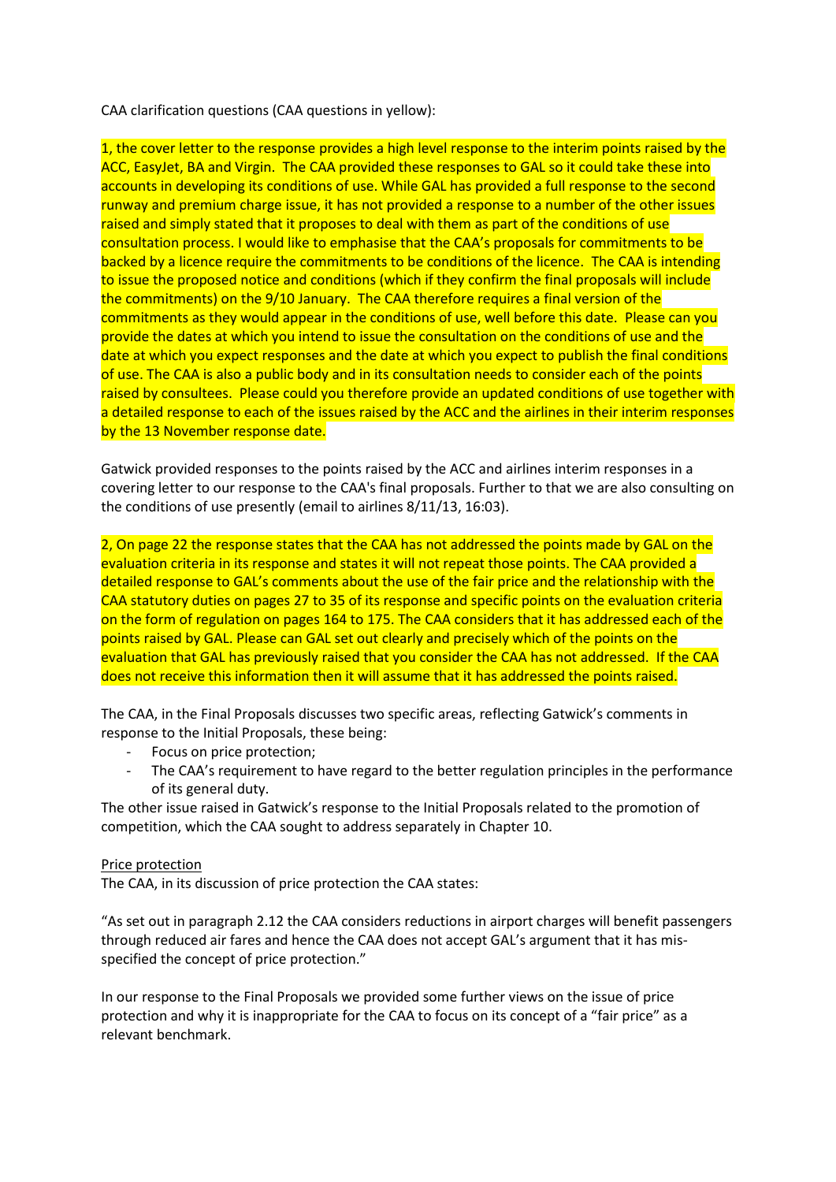CAA clarification questions (CAA questions in yellow):

1, the cover letter to the response provides a high level response to the interim points raised by the ACC, EasyJet, BA and Virgin. The CAA provided these responses to GAL so it could take these into accounts in developing its conditions of use. While GAL has provided a full response to the second runway and premium charge issue, it has not provided a response to a number of the other issues raised and simply stated that it proposes to deal with them as part of the conditions of use consultation process. I would like to emphasise that the CAA's proposals for commitments to be backed by a licence require the commitments to be conditions of the licence. The CAA is intending to issue the proposed notice and conditions (which if they confirm the final proposals will include the commitments) on the 9/10 January. The CAA therefore requires a final version of the commitments as they would appear in the conditions of use, well before this date. Please can you provide the dates at which you intend to issue the consultation on the conditions of use and the date at which you expect responses and the date at which you expect to publish the final conditions of use. The CAA is also a public body and in its consultation needs to consider each of the points raised by consultees. Please could you therefore provide an updated conditions of use together with a detailed response to each of the issues raised by the ACC and the airlines in their interim responses by the 13 November response date.

Gatwick provided responses to the points raised by the ACC and airlines interim responses in a covering letter to our response to the CAA's final proposals. Further to that we are also consulting on the conditions of use presently (email to airlines 8/11/13, 16:03).

2, On page 22 the response states that the CAA has not addressed the points made by GAL on the evaluation criteria in its response and states it will not repeat those points. The CAA provided a detailed response to GAL's comments about the use of the fair price and the relationship with the CAA statutory duties on pages 27 to 35 of its response and specific points on the evaluation criteria on the form of regulation on pages 164 to 175. The CAA considers that it has addressed each of the points raised by GAL. Please can GAL set out clearly and precisely which of the points on the evaluation that GAL has previously raised that you consider the CAA has not addressed. If the CAA does not receive this information then it will assume that it has addressed the points raised.

The CAA, in the Final Proposals discusses two specific areas, reflecting Gatwick's comments in response to the Initial Proposals, these being:

- Focus on price protection;
- The CAA's requirement to have regard to the better regulation principles in the performance of its general duty.

The other issue raised in Gatwick's response to the Initial Proposals related to the promotion of competition, which the CAA sought to address separately in Chapter 10.

Price protection

The CAA, in its discussion of price protection the CAA states:

"As set out in paragraph 2.12 the CAA considers reductions in airport charges will benefit passengers through reduced air fares and hence the CAA does not accept GAL's argument that it has mis-specified the concept of price protection."

In our response to the Final Proposals we provided some further views on the issue of price protection and why it is inappropriate for the CAA to focus on its concept of a "fair price" as a relevant benchmark.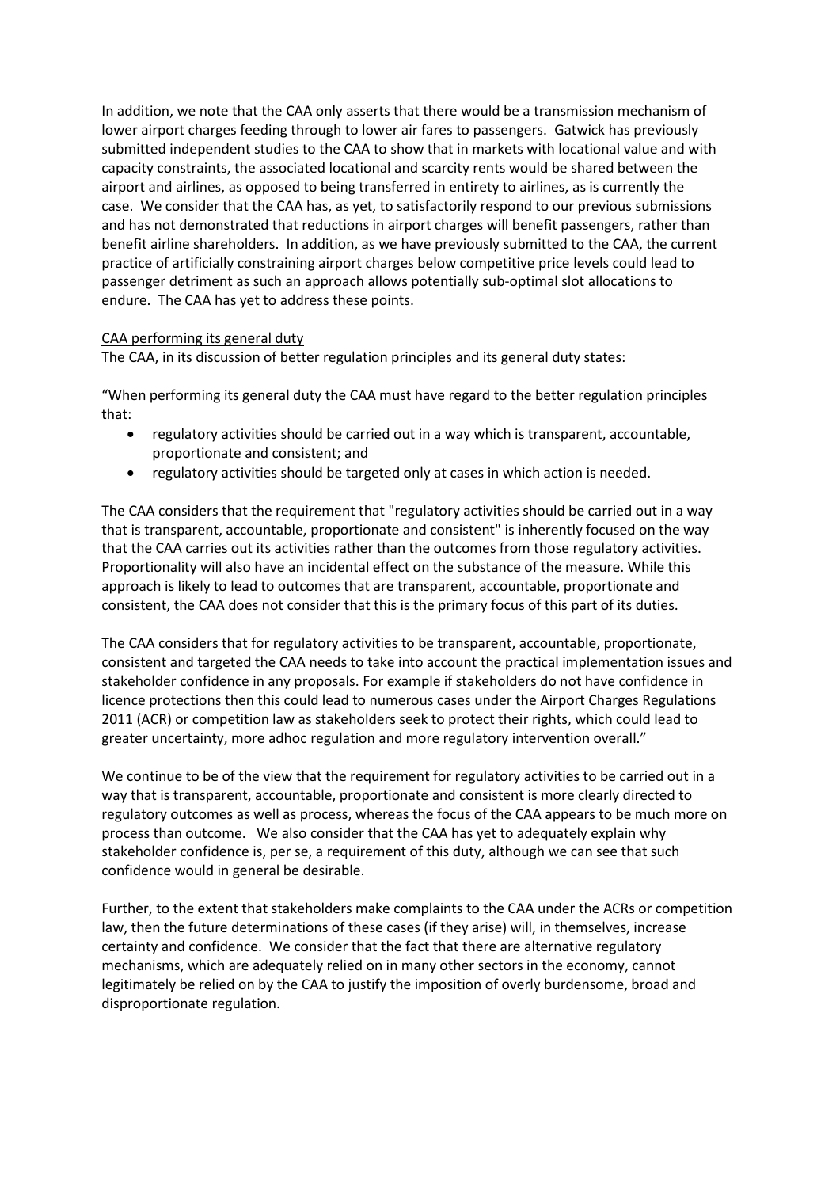In addition, we note that the CAA only asserts that there would be a transmission mechanism of lower airport charges feeding through to lower air fares to passengers. Gatwick has previously submitted independent studies to the CAA to show that in markets with locational value and with capacity constraints, the associated locational and scarcity rents would be shared between the airport and airlines, as opposed to being transferred in entirety to airlines, as is currently the case. We consider that the CAA has, as yet, to satisfactorily respond to our previous submissions and has not demonstrated that reductions in airport charges will benefit passengers, rather than benefit airline shareholders. In addition, as we have previously submitted to the CAA, the current practice of artificially constraining airport charges below competitive price levels could lead to passenger detriment as such an approach allows potentially sub-optimal slot allocations to endure. The CAA has yet to address these points.

<u>CAA performing its general duty</u>

The CAA, in its discussion of better regulation principles and its general duty states:

"When performing its general duty the CAA must have regard to the better regulation principles that:

- regulatory activities should be carried out in a way which is transparent, accountable, proportionate and consistent; and
- regulatory activities should be targeted only at cases in which action is needed.

The CAA considers that the requirement that "regulatory activities should be carried out in a way that is transparent, accountable, proportionate and consistent" is inherently focused on the way that the CAA carries out its activities rather than the outcomes from those regulatory activities. Proportionality will also have an incidental effect on the substance of the measure. While this approach is likely to lead to outcomes that are transparent, accountable, proportionate and consistent, the CAA does not consider that this is the primary focus of this part of its duties.

The CAA considers that for regulatory activities to be transparent, accountable, proportionate, consistent and targeted the CAA needs to take into account the practical implementation issues and stakeholder confidence in any proposals. For example if stakeholders do not have confidence in licence protections then this could lead to numerous cases under the Airport Charges Regulations 2011 (ACR) or competition law as stakeholders seek to protect their rights, which could lead to greater uncertainty, more adhoc regulation and more regulatory intervention overall."

We continue to be of the view that the requirement for regulatory activities to be carried out in a way that is transparent, accountable, proportionate and consistent is more clearly directed to regulatory outcomes as well as process, whereas the focus of the CAA appears to be much more on process than outcome. We also consider that the CAA has yet to adequately explain why stakeholder confidence is, per se, a requirement of this duty, although we can see that such confidence would in general be desirable.

Further, to the extent that stakeholders make complaints to the CAA under the ACRs or competition law, then the future determinations of these cases (if they arise) will, in themselves, increase certainty and confidence. We consider that the fact that there are alternative regulatory mechanisms, which are adequately relied on in many other sectors in the economy, cannot legitimately be relied on by the CAA to justify the imposition of overly burdensome, broad and disproportionate regulation.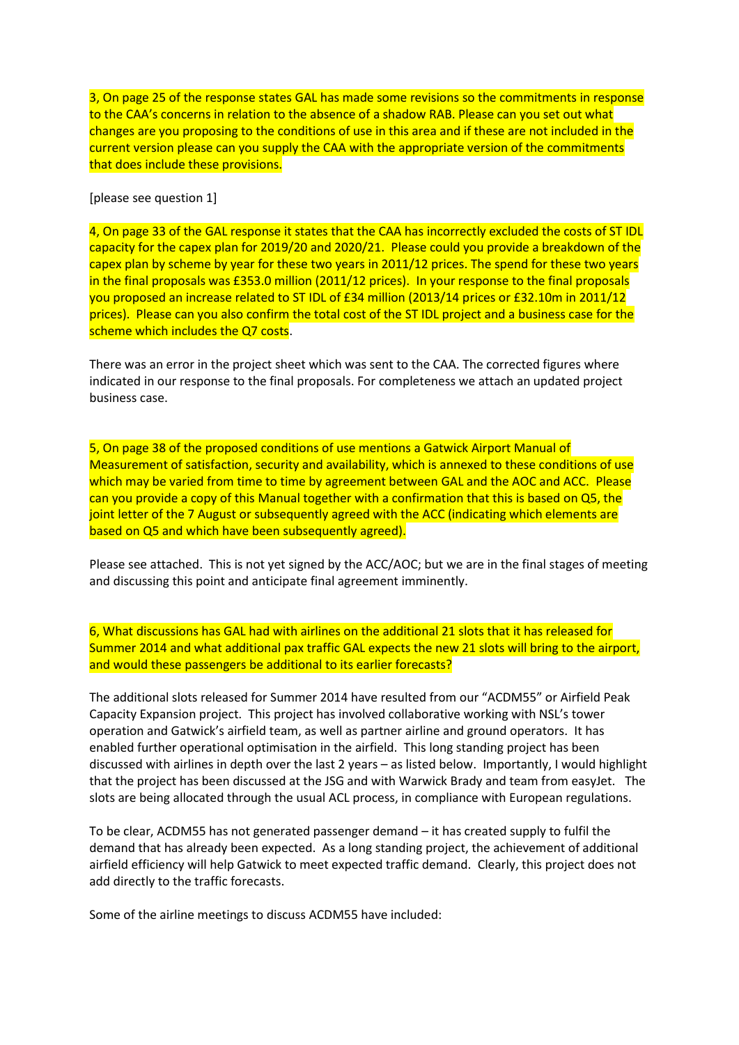3, On page 25 of the response states GAL has made some revisions so the commitments in response to the CAA's concerns in relation to the absence of a shadow RAB. Please can you set out what changes are you proposing to the conditions of use in this area and if these are not included in the current version please can you supply the CAA with the appropriate version of the commitments that does include these provisions.

[please see question 1]

4, On page 33 of the GAL response it states that the CAA has incorrectly excluded the costs of ST IDL capacity for the capex plan for 2019/20 and 2020/21. Please could you provide a breakdown of the capex plan by scheme by year for these two years in 2011/12 prices. The spend for these two years in the final proposals was £353.0 million (2011/12 prices). In your response to the final proposals you proposed an increase related to ST IDL of £34 million (2013/14 prices or £32.10m in 2011/12 prices). Please can you also confirm the total cost of the ST IDL project and a business case for the scheme which includes the Q7 costs.

There was an error in the project sheet which was sent to the CAA. The corrected figures where indicated in our response to the final proposals. For completeness we attach an updated project business case.

5, On page 38 of the proposed conditions of use mentions a Gatwick Airport Manual of Measurement of satisfaction, security and availability, which is annexed to these conditions of use which may be varied from time to time by agreement between GAL and the AOC and ACC. Please can you provide a copy of this Manual together with a confirmation that this is based on Q5, the joint letter of the 7 August or subsequently agreed with the ACC (indicating which elements are based on Q5 and which have been subsequently agreed).

Please see attached. This is not yet signed by the ACC/AOC; but we are in the final stages of meeting and discussing this point and anticipate final agreement imminently.

6, What discussions has GAL had with airlines on the additional 21 slots that it has released for Summer 2014 and what additional pax traffic GAL expects the new 21 slots will bring to the airport, and would these passengers be additional to its earlier forecasts?

The additional slots released for Summer 2014 have resulted from our "ACDM55" or Airfield Peak Capacity Expansion project. This project has involved collaborative working with NSL's tower operation and Gatwick's airfield team, as well as partner airline and ground operators. It has enabled further operational optimisation in the airfield. This long standing project has been discussed with airlines in depth over the last 2 years – as listed below. Importantly, I would highlight that the project has been discussed at the JSG and with Warwick Brady and team from easyJet. The slots are being allocated through the usual ACL process, in compliance with European regulations.

To be clear, ACDM55 has not generated passenger demand – it has created supply to fulfil the demand that has already been expected. As a long standing project, the achievement of additional airfield efficiency will help Gatwick to meet expected traffic demand. Clearly, this project does not add directly to the traffic forecasts.

Some of the airline meetings to discuss ACDM55 have included: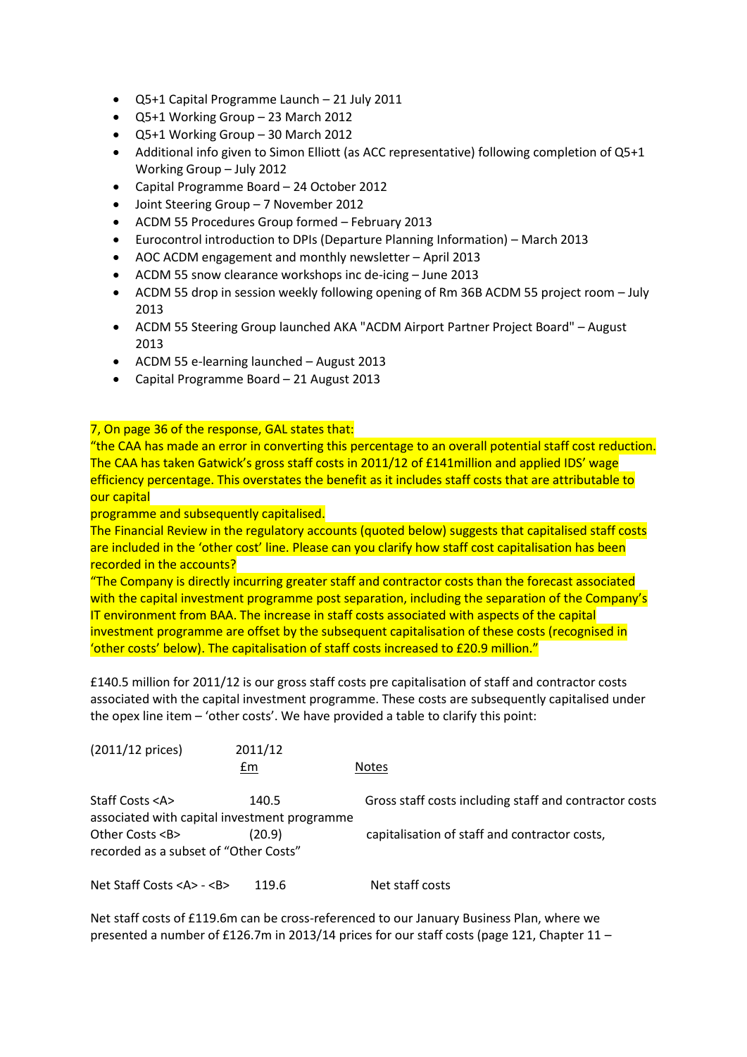- Q5+1 Capital Programme Launch – 21 July 2011
- Q5+1 Working Group – 23 March 2012
- Q5+1 Working Group – 30 March 2012
- Additional info given to Simon Elliott (as ACC representative) following completion of Q5+1 Working Group – July 2012
- Capital Programme Board – 24 October 2012
- Joint Steering Group – 7 November 2012
- ACDM 55 Procedures Group formed – February 2013
- Eurocontrol introduction to DPIs (Departure Planning Information) – March 2013
- AOC ACDM engagement and monthly newsletter – April 2013
- ACDM 55 snow clearance workshops inc de-icing – June 2013
- ACDM 55 drop in session weekly following opening of Rm 36B ACDM 55 project room – July 2013
- ACDM 55 Steering Group launched AKA "ACDM Airport Partner Project Board" – August 2013
- ACDM 55 e-learning launched – August 2013
- Capital Programme Board – 21 August 2013

7, On page 36 of the response, GAL states that:
"the CAA has made an error in converting this percentage to an overall potential staff cost reduction. The CAA has taken Gatwick's gross staff costs in 2011/12 of £141million and applied IDS' wage efficiency percentage. This overstates the benefit as it includes staff costs that are attributable to our capital
programme and subsequently capitalised.
The Financial Review in the regulatory accounts (quoted below) suggests that capitalised staff costs are included in the 'other cost' line. Please can you clarify how staff cost capitalisation has been recorded in the accounts?
"The Company is directly incurring greater staff and contractor costs than the forecast associated with the capital investment programme post separation, including the separation of the Company's IT environment from BAA. The increase in staff costs associated with aspects of the capital investment programme are offset by the subsequent capitalisation of these costs (recognised in 'other costs' below). The capitalisation of staff costs increased to £20.9 million."

£140.5 million for 2011/12 is our gross staff costs pre capitalisation of staff and contractor costs associated with the capital investment programme. These costs are subsequently capitalised under the opex line item – 'other costs'. We have provided a table to clarify this point:

| (2011/12 prices) | 2011/12 £m | Notes |
|---|---|---|
| Staff Costs <A> | 140.5 | Gross staff costs including staff and contractor costs associated with capital investment programme |
| Other Costs <B> | (20.9) | capitalisation of staff and contractor costs, recorded as a subset of "Other Costs" |
| Net Staff Costs <A> - <B> | 119.6 | Net staff costs |

Net staff costs of £119.6m can be cross-referenced to our January Business Plan, where we presented a number of £126.7m in 2013/14 prices for our staff costs (page 121, Chapter 11 –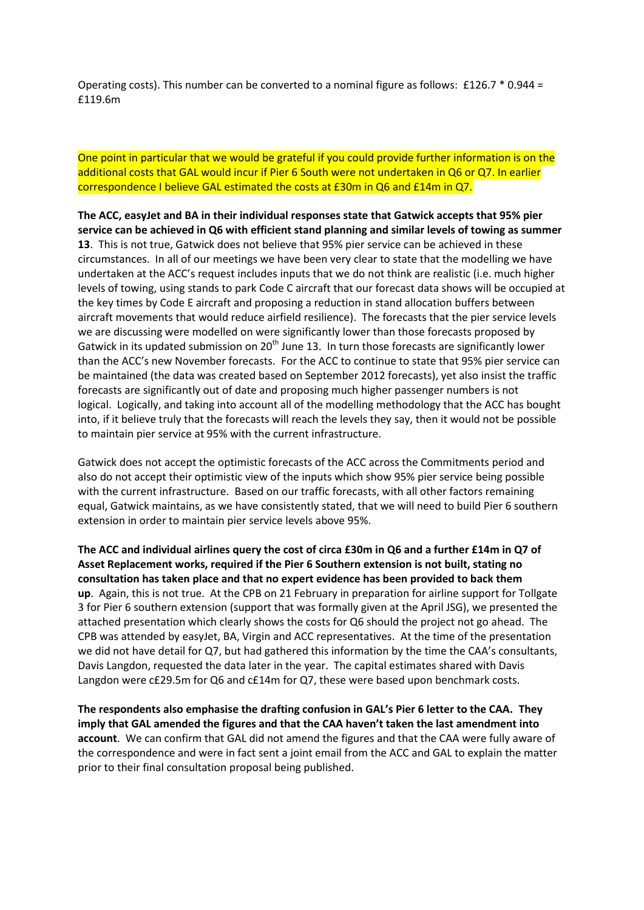Operating costs). This number can be converted to a nominal figure as follows: £126.7 * 0.944 = £119.6m

One point in particular that we would be grateful if you could provide further information is on the additional costs that GAL would incur if Pier 6 South were not undertaken in Q6 or Q7. In earlier correspondence I believe GAL estimated the costs at £30m in Q6 and £14m in Q7.

**The ACC, easyJet and BA in their individual responses state that Gatwick accepts that 95% pier service can be achieved in Q6 with efficient stand planning and similar levels of towing as summer 13**. This is not true, Gatwick does not believe that 95% pier service can be achieved in these circumstances. In all of our meetings we have been very clear to state that the modelling we have undertaken at the ACC's request includes inputs that we do not think are realistic (i.e. much higher levels of towing, using stands to park Code C aircraft that our forecast data shows will be occupied at the key times by Code E aircraft and proposing a reduction in stand allocation buffers between aircraft movements that would reduce airfield resilience). The forecasts that the pier service levels we are discussing were modelled on were significantly lower than those forecasts proposed by Gatwick in its updated submission on 20th June 13. In turn those forecasts are significantly lower than the ACC's new November forecasts. For the ACC to continue to state that 95% pier service can be maintained (the data was created based on September 2012 forecasts), yet also insist the traffic forecasts are significantly out of date and proposing much higher passenger numbers is not logical. Logically, and taking into account all of the modelling methodology that the ACC has bought into, if it believe truly that the forecasts will reach the levels they say, then it would not be possible to maintain pier service at 95% with the current infrastructure.

Gatwick does not accept the optimistic forecasts of the ACC across the Commitments period and also do not accept their optimistic view of the inputs which show 95% pier service being possible with the current infrastructure. Based on our traffic forecasts, with all other factors remaining equal, Gatwick maintains, as we have consistently stated, that we will need to build Pier 6 southern extension in order to maintain pier service levels above 95%.

**The ACC and individual airlines query the cost of circa £30m in Q6 and a further £14m in Q7 of Asset Replacement works, required if the Pier 6 Southern extension is not built, stating no consultation has taken place and that no expert evidence has been provided to back them up**. Again, this is not true. At the CPB on 21 February in preparation for airline support for Tollgate 3 for Pier 6 southern extension (support that was formally given at the April JSG), we presented the attached presentation which clearly shows the costs for Q6 should the project not go ahead. The CPB was attended by easyJet, BA, Virgin and ACC representatives. At the time of the presentation we did not have detail for Q7, but had gathered this information by the time the CAA's consultants, Davis Langdon, requested the data later in the year. The capital estimates shared with Davis Langdon were c£29.5m for Q6 and c£14m for Q7, these were based upon benchmark costs.

**The respondents also emphasise the drafting confusion in GAL's Pier 6 letter to the CAA. They imply that GAL amended the figures and that the CAA haven't taken the last amendment into account**. We can confirm that GAL did not amend the figures and that the CAA were fully aware of the correspondence and were in fact sent a joint email from the ACC and GAL to explain the matter prior to their final consultation proposal being published.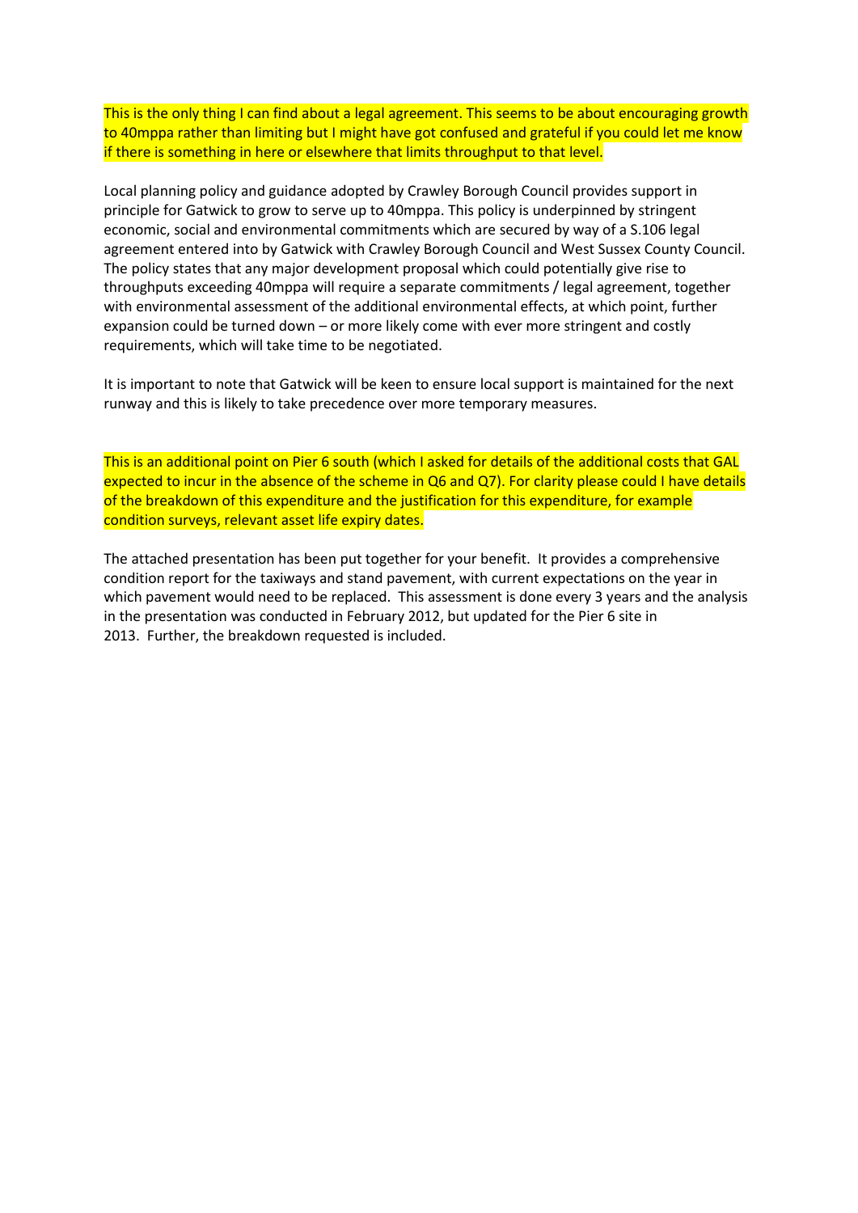This is the only thing I can find about a legal agreement. This seems to be about encouraging growth to 40mppa rather than limiting but I might have got confused and grateful if you could let me know if there is something in here or elsewhere that limits throughput to that level.

Local planning policy and guidance adopted by Crawley Borough Council provides support in principle for Gatwick to grow to serve up to 40mppa. This policy is underpinned by stringent economic, social and environmental commitments which are secured by way of a S.106 legal agreement entered into by Gatwick with Crawley Borough Council and West Sussex County Council. The policy states that any major development proposal which could potentially give rise to throughputs exceeding 40mppa will require a separate commitments / legal agreement, together with environmental assessment of the additional environmental effects, at which point, further expansion could be turned down – or more likely come with ever more stringent and costly requirements, which will take time to be negotiated.

It is important to note that Gatwick will be keen to ensure local support is maintained for the next runway and this is likely to take precedence over more temporary measures.

This is an additional point on Pier 6 south (which I asked for details of the additional costs that GAL expected to incur in the absence of the scheme in Q6 and Q7). For clarity please could I have details of the breakdown of this expenditure and the justification for this expenditure, for example condition surveys, relevant asset life expiry dates.

The attached presentation has been put together for your benefit. It provides a comprehensive condition report for the taxiways and stand pavement, with current expectations on the year in which pavement would need to be replaced. This assessment is done every 3 years and the analysis in the presentation was conducted in February 2012, but updated for the Pier 6 site in 2013. Further, the breakdown requested is included.